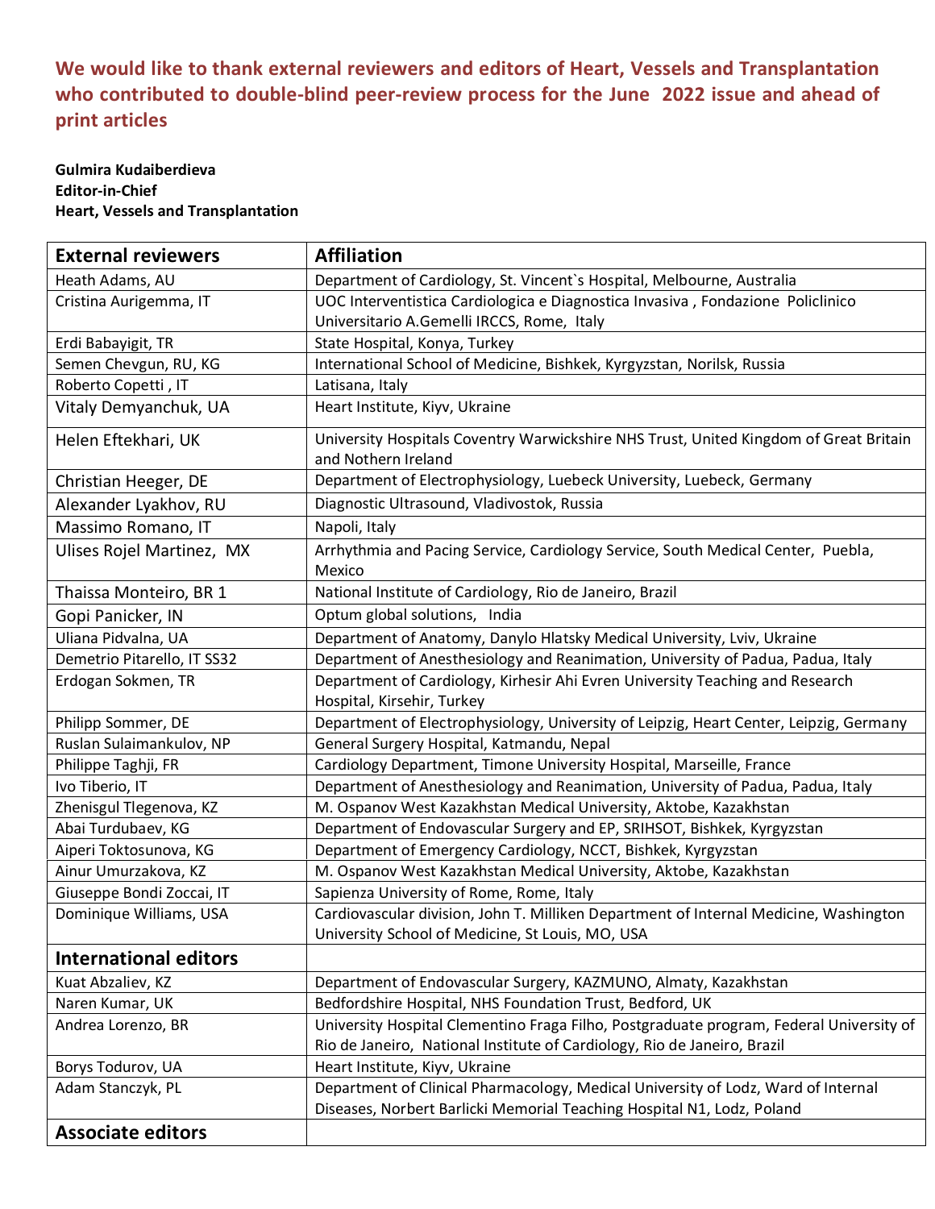## We would like to thank external reviewers and editors of Heart, Vessels and Transplantation who contributed to double-blind peer-review process for the June 2022 issue and ahead of print articles

**Gulmira Kudaiberdieva**
**Editor-in-Chief**
**Heart, Vessels and Transplantation**

| External reviewers | Affiliation |
|---|---|
| Heath Adams, AU | Department of Cardiology, St. Vincent`s Hospital, Melbourne, Australia |
| Cristina Aurigemma, IT | UOC Interventistica Cardiologica e Diagnostica Invasiva , Fondazione Policlinico Universitario A.Gemelli IRCCS, Rome, Italy |
| Erdi Babayigit, TR | State Hospital, Konya, Turkey |
| Semen Chevgun, RU, KG | International School of Medicine, Bishkek, Kyrgyzstan, Norilsk, Russia |
| Roberto Copetti , IT | Latisana, Italy |
| Vitaly Demyanchuk, UA | Heart Institute, Kiyv, Ukraine |
| Helen Eftekhari, UK | University Hospitals Coventry Warwickshire NHS Trust, United Kingdom of Great Britain and Northern Ireland |
| Christian Heeger, DE | Department of Electrophysiology, Luebeck University, Luebeck, Germany |
| Alexander Lyakhov, RU | Diagnostic Ultrasound, Vladivostok, Russia |
| Massimo Romano, IT | Napoli, Italy |
| Ulises Rojel Martinez, MX | Arrhythmia and Pacing Service, Cardiology Service, South Medical Center, Puebla, Mexico |
| Thaissa Monteiro, BR 1 | National Institute of Cardiology, Rio de Janeiro, Brazil |
| Gopi Panicker, IN | Optum global solutions, India |
| Uliana Pidvalna, UA | Department of Anatomy, Danylo Hlatsky Medical University, Lviv, Ukraine |
| Demetrio Pitarello, IT SS32 | Department of Anesthesiology and Reanimation, University of Padua, Padua, Italy |
| Erdogan Sokmen, TR | Department of Cardiology, Kirhesir Ahi Evren University Teaching and Research Hospital, Kirsehir, Turkey |
| Philipp Sommer, DE | Department of Electrophysiology, University of Leipzig, Heart Center, Leipzig, Germany |
| Ruslan Sulaimankulov, NP | General Surgery Hospital, Katmandu, Nepal |
| Philippe Taghji, FR | Cardiology Department, Timone University Hospital, Marseille, France |
| Ivo Tiberio, IT | Department of Anesthesiology and Reanimation, University of Padua, Padua, Italy |
| Zhenisgul Tlegenova, KZ | M. Ospanov West Kazakhstan Medical University, Aktobe, Kazakhstan |
| Abai Turdubaev, KG | Department of Endovascular Surgery and EP, SRIHSOT, Bishkek, Kyrgyzstan |
| Aiperi Toktosunova, KG | Department of Emergency Cardiology, NCCT, Bishkek, Kyrgyzstan |
| Ainur Umurzakova, KZ | M. Ospanov West Kazakhstan Medical University, Aktobe, Kazakhstan |
| Giuseppe Bondi Zoccai, IT | Sapienza University of Rome, Rome, Italy |
| Dominique Williams, USA | Cardiovascular division, John T. Milliken Department of Internal Medicine, Washington University School of Medicine, St Louis, MO, USA |
| **International editors** | |
| Kuat Abzaliev, KZ | Department of Endovascular Surgery, KAZMUNO, Almaty, Kazakhstan |
| Naren Kumar, UK | Bedfordshire Hospital, NHS Foundation Trust, Bedford, UK |
| Andrea Lorenzo, BR | University Hospital Clementino Fraga Filho, Postgraduate program, Federal University of Rio de Janeiro, National Institute of Cardiology, Rio de Janeiro, Brazil |
| Borys Todurov, UA | Heart Institute, Kiyv, Ukraine |
| Adam Stanczyk, PL | Department of Clinical Pharmacology, Medical University of Lodz, Ward of Internal Diseases, Norbert Barlicki Memorial Teaching Hospital N1, Lodz, Poland |
| **Associate editors** | |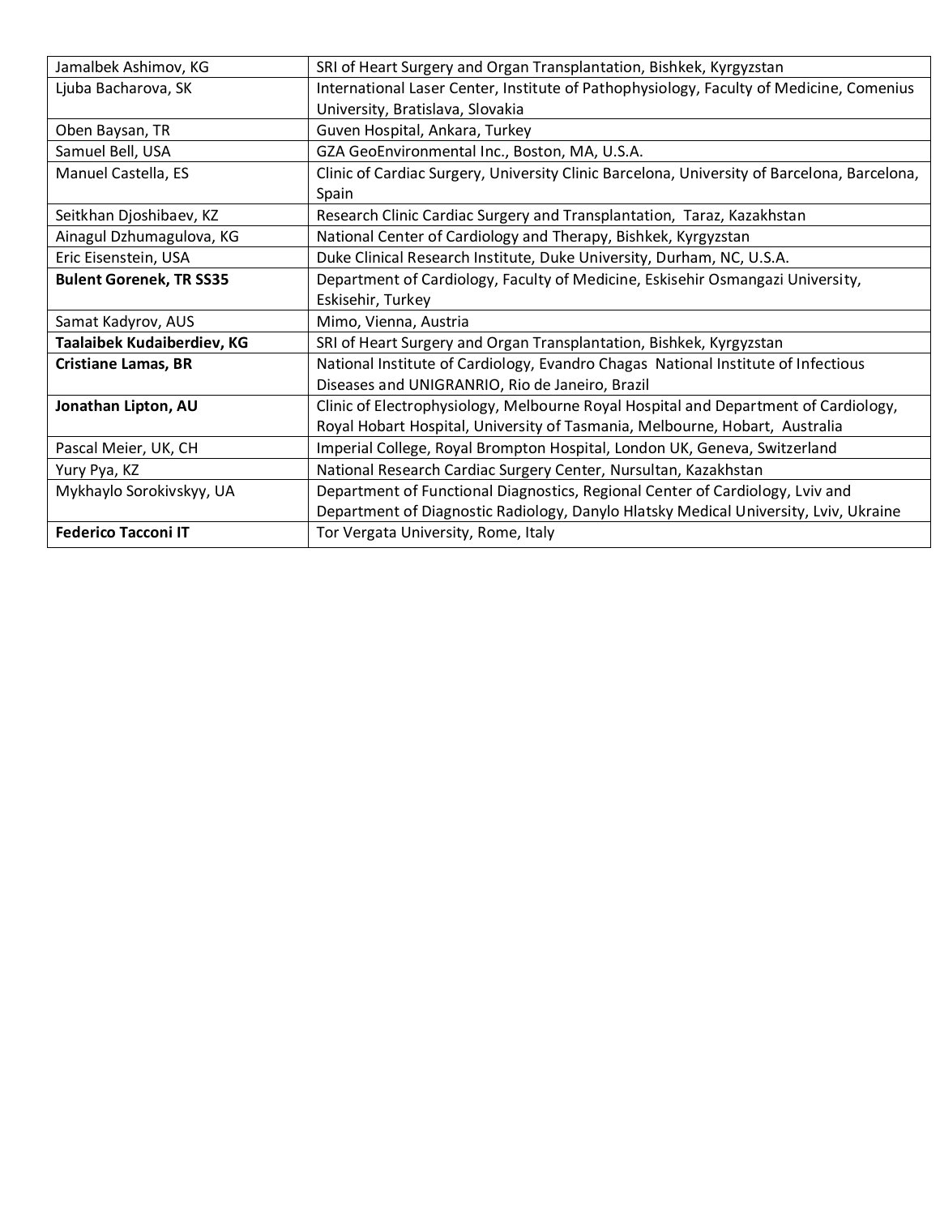| | |
|---|---|
| Jamalbek Ashimov, KG | SRI of Heart Surgery and Organ Transplantation, Bishkek, Kyrgyzstan |
| Ljuba Bacharova, SK | International Laser Center, Institute of Pathophysiology, Faculty of Medicine, Comenius University, Bratislava, Slovakia |
| Oben Baysan, TR | Guven Hospital, Ankara, Turkey |
| Samuel Bell, USA | GZA GeoEnvironmental Inc., Boston, MA, U.S.A. |
| Manuel Castella, ES | Clinic of Cardiac Surgery, University Clinic Barcelona, University of Barcelona, Barcelona, Spain |
| Seitkhan Djoshibaev, KZ | Research Clinic Cardiac Surgery and Transplantation, Taraz, Kazakhstan |
| Ainagul Dzhumagulova, KG | National Center of Cardiology and Therapy, Bishkek, Kyrgyzstan |
| Eric Eisenstein, USA | Duke Clinical Research Institute, Duke University, Durham, NC, U.S.A. |
| **Bulent Gorenek, TR SS35** | Department of Cardiology, Faculty of Medicine, Eskisehir Osmangazi University, Eskisehir, Turkey |
| Samat Kadyrov, AUS | Mimo, Vienna, Austria |
| **Taalaibek Kudaiberdiev, KG** | SRI of Heart Surgery and Organ Transplantation, Bishkek, Kyrgyzstan |
| **Cristiane Lamas, BR** | National Institute of Cardiology, Evandro Chagas National Institute of Infectious Diseases and UNIGRANRIO, Rio de Janeiro, Brazil |
| **Jonathan Lipton, AU** | Clinic of Electrophysiology, Melbourne Royal Hospital and Department of Cardiology, Royal Hobart Hospital, University of Tasmania, Melbourne, Hobart, Australia |
| Pascal Meier, UK, CH | Imperial College, Royal Brompton Hospital, London UK, Geneva, Switzerland |
| Yury Pya, KZ | National Research Cardiac Surgery Center, Nursultan, Kazakhstan |
| Mykhaylo Sorokivskyy, UA | Department of Functional Diagnostics, Regional Center of Cardiology, Lviv and Department of Diagnostic Radiology, Danylo Hlatsky Medical University, Lviv, Ukraine |
| **Federico Tacconi IT** | Tor Vergata University, Rome, Italy |